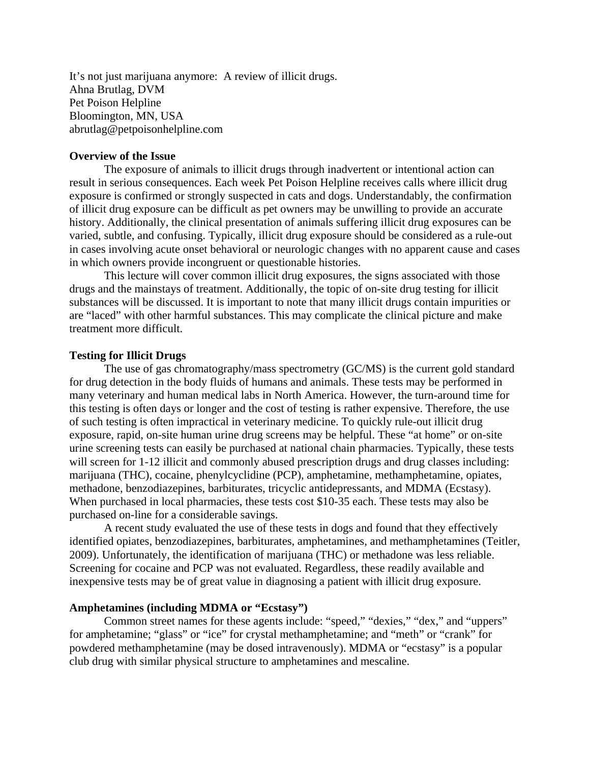It’s not just marijuana anymore: A review of illicit drugs.
Ahna Brutlag, DVM
Pet Poison Helpline
Bloomington, MN, USA
abrutlag@petpoisonhelpline.com

**Overview of the Issue**

The exposure of animals to illicit drugs through inadvertent or intentional action can result in serious consequences. Each week Pet Poison Helpline receives calls where illicit drug exposure is confirmed or strongly suspected in cats and dogs. Understandably, the confirmation of illicit drug exposure can be difficult as pet owners may be unwilling to provide an accurate history. Additionally, the clinical presentation of animals suffering illicit drug exposures can be varied, subtle, and confusing. Typically, illicit drug exposure should be considered as a rule-out in cases involving acute onset behavioral or neurologic changes with no apparent cause and cases in which owners provide incongruent or questionable histories.

This lecture will cover common illicit drug exposures, the signs associated with those drugs and the mainstays of treatment. Additionally, the topic of on-site drug testing for illicit substances will be discussed. It is important to note that many illicit drugs contain impurities or are “laced” with other harmful substances. This may complicate the clinical picture and make treatment more difficult.

**Testing for Illicit Drugs**

The use of gas chromatography/mass spectrometry (GC/MS) is the current gold standard for drug detection in the body fluids of humans and animals. These tests may be performed in many veterinary and human medical labs in North America. However, the turn-around time for this testing is often days or longer and the cost of testing is rather expensive. Therefore, the use of such testing is often impractical in veterinary medicine. To quickly rule-out illicit drug exposure, rapid, on-site human urine drug screens may be helpful. These “at home” or on-site urine screening tests can easily be purchased at national chain pharmacies. Typically, these tests will screen for 1-12 illicit and commonly abused prescription drugs and drug classes including: marijuana (THC), cocaine, phenylcyclidine (PCP), amphetamine, methamphetamine, opiates, methadone, benzodiazepines, barbiturates, tricyclic antidepressants, and MDMA (Ecstasy). When purchased in local pharmacies, these tests cost $10-35 each. These tests may also be purchased on-line for a considerable savings.

A recent study evaluated the use of these tests in dogs and found that they effectively identified opiates, benzodiazepines, barbiturates, amphetamines, and methamphetamines (Teitler, 2009). Unfortunately, the identification of marijuana (THC) or methadone was less reliable. Screening for cocaine and PCP was not evaluated. Regardless, these readily available and inexpensive tests may be of great value in diagnosing a patient with illicit drug exposure.

**Amphetamines (including MDMA or “Ecstasy”)**

Common street names for these agents include: “speed,” “dexies,” “dex,” and “uppers” for amphetamine; “glass” or “ice” for crystal methamphetamine; and “meth” or “crank” for powdered methamphetamine (may be dosed intravenously). MDMA or “ecstasy” is a popular club drug with similar physical structure to amphetamines and mescaline.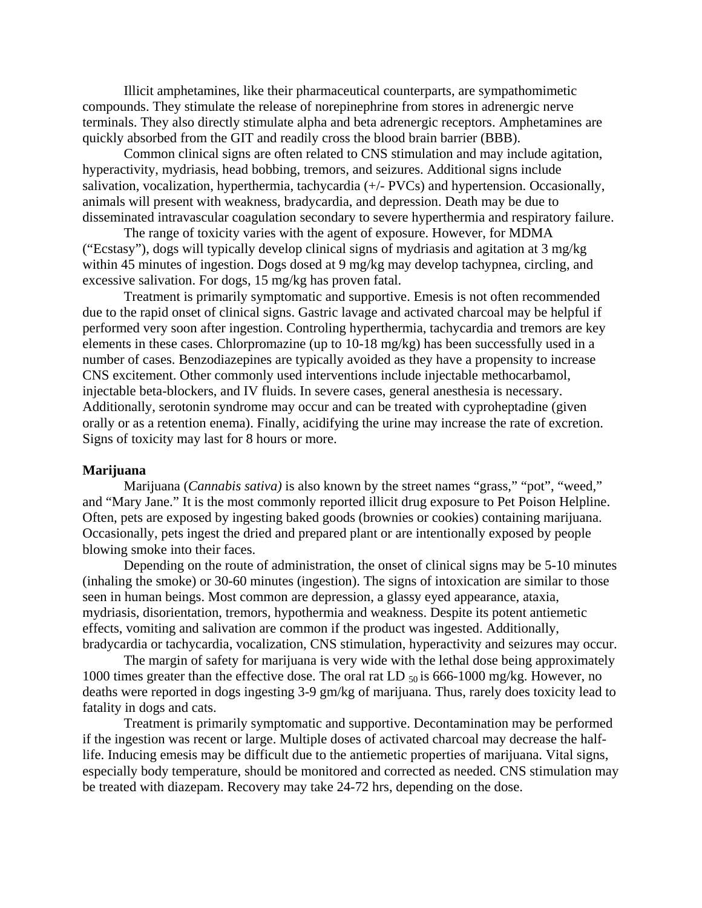Illicit amphetamines, like their pharmaceutical counterparts, are sympathomimetic compounds. They stimulate the release of norepinephrine from stores in adrenergic nerve terminals. They also directly stimulate alpha and beta adrenergic receptors. Amphetamines are quickly absorbed from the GIT and readily cross the blood brain barrier (BBB).

Common clinical signs are often related to CNS stimulation and may include agitation, hyperactivity, mydriasis, head bobbing, tremors, and seizures. Additional signs include salivation, vocalization, hyperthermia, tachycardia (+/- PVCs) and hypertension. Occasionally, animals will present with weakness, bradycardia, and depression. Death may be due to disseminated intravascular coagulation secondary to severe hyperthermia and respiratory failure.

The range of toxicity varies with the agent of exposure. However, for MDMA ("Ecstasy"), dogs will typically develop clinical signs of mydriasis and agitation at 3 mg/kg within 45 minutes of ingestion. Dogs dosed at 9 mg/kg may develop tachypnea, circling, and excessive salivation. For dogs, 15 mg/kg has proven fatal.

Treatment is primarily symptomatic and supportive. Emesis is not often recommended due to the rapid onset of clinical signs. Gastric lavage and activated charcoal may be helpful if performed very soon after ingestion. Controling hyperthermia, tachycardia and tremors are key elements in these cases. Chlorpromazine (up to 10-18 mg/kg) has been successfully used in a number of cases. Benzodiazepines are typically avoided as they have a propensity to increase CNS excitement. Other commonly used interventions include injectable methocarbamol, injectable beta-blockers, and IV fluids. In severe cases, general anesthesia is necessary. Additionally, serotonin syndrome may occur and can be treated with cyproheptadine (given orally or as a retention enema). Finally, acidifying the urine may increase the rate of excretion. Signs of toxicity may last for 8 hours or more.

**Marijuana**

Marijuana (*Cannabis sativa)* is also known by the street names "grass," "pot", "weed," and "Mary Jane." It is the most commonly reported illicit drug exposure to Pet Poison Helpline. Often, pets are exposed by ingesting baked goods (brownies or cookies) containing marijuana. Occasionally, pets ingest the dried and prepared plant or are intentionally exposed by people blowing smoke into their faces.

Depending on the route of administration, the onset of clinical signs may be 5-10 minutes (inhaling the smoke) or 30-60 minutes (ingestion). The signs of intoxication are similar to those seen in human beings. Most common are depression, a glassy eyed appearance, ataxia, mydriasis, disorientation, tremors, hypothermia and weakness. Despite its potent antiemetic effects, vomiting and salivation are common if the product was ingested. Additionally, bradycardia or tachycardia, vocalization, CNS stimulation, hyperactivity and seizures may occur.

The margin of safety for marijuana is very wide with the lethal dose being approximately 1000 times greater than the effective dose. The oral rat $LD_{50}$ is 666-1000 mg/kg. However, no deaths were reported in dogs ingesting 3-9 gm/kg of marijuana. Thus, rarely does toxicity lead to fatality in dogs and cats.

Treatment is primarily symptomatic and supportive. Decontamination may be performed if the ingestion was recent or large. Multiple doses of activated charcoal may decrease the half-life. Inducing emesis may be difficult due to the antiemetic properties of marijuana. Vital signs, especially body temperature, should be monitored and corrected as needed. CNS stimulation may be treated with diazepam. Recovery may take 24-72 hrs, depending on the dose.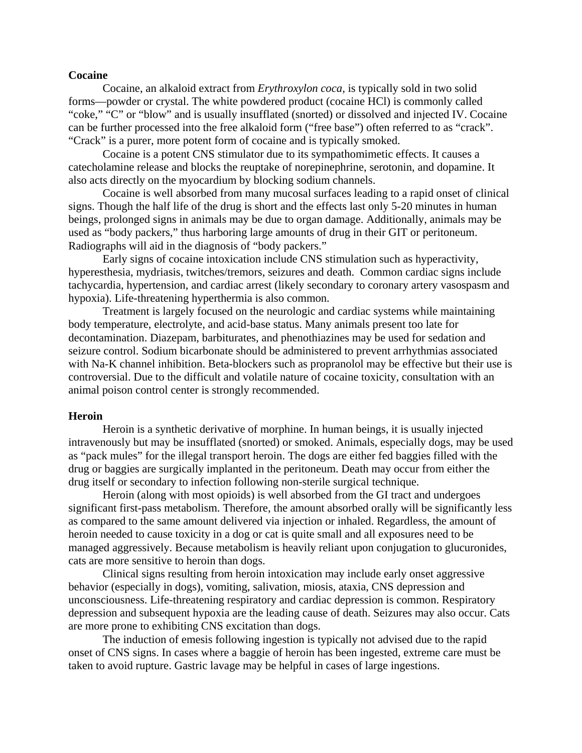**Cocaine**

Cocaine, an alkaloid extract from *Erythroxylon coca*, is typically sold in two solid forms—powder or crystal. The white powdered product (cocaine HCl) is commonly called "coke," "C" or "blow" and is usually insufflated (snorted) or dissolved and injected IV. Cocaine can be further processed into the free alkaloid form ("free base") often referred to as "crack". "Crack" is a purer, more potent form of cocaine and is typically smoked.

Cocaine is a potent CNS stimulator due to its sympathomimetic effects. It causes a catecholamine release and blocks the reuptake of norepinephrine, serotonin, and dopamine. It also acts directly on the myocardium by blocking sodium channels.

Cocaine is well absorbed from many mucosal surfaces leading to a rapid onset of clinical signs. Though the half life of the drug is short and the effects last only 5-20 minutes in human beings, prolonged signs in animals may be due to organ damage. Additionally, animals may be used as "body packers," thus harboring large amounts of drug in their GIT or peritoneum. Radiographs will aid in the diagnosis of "body packers."

Early signs of cocaine intoxication include CNS stimulation such as hyperactivity, hyperesthesia, mydriasis, twitches/tremors, seizures and death. Common cardiac signs include tachycardia, hypertension, and cardiac arrest (likely secondary to coronary artery vasospasm and hypoxia). Life-threatening hyperthermia is also common.

Treatment is largely focused on the neurologic and cardiac systems while maintaining body temperature, electrolyte, and acid-base status. Many animals present too late for decontamination. Diazepam, barbiturates, and phenothiazines may be used for sedation and seizure control. Sodium bicarbonate should be administered to prevent arrhythmias associated with Na-K channel inhibition. Beta-blockers such as propranolol may be effective but their use is controversial. Due to the difficult and volatile nature of cocaine toxicity, consultation with an animal poison control center is strongly recommended.

**Heroin**

Heroin is a synthetic derivative of morphine. In human beings, it is usually injected intravenously but may be insufflated (snorted) or smoked. Animals, especially dogs, may be used as "pack mules" for the illegal transport heroin. The dogs are either fed baggies filled with the drug or baggies are surgically implanted in the peritoneum. Death may occur from either the drug itself or secondary to infection following non-sterile surgical technique.

Heroin (along with most opioids) is well absorbed from the GI tract and undergoes significant first-pass metabolism. Therefore, the amount absorbed orally will be significantly less as compared to the same amount delivered via injection or inhaled. Regardless, the amount of heroin needed to cause toxicity in a dog or cat is quite small and all exposures need to be managed aggressively. Because metabolism is heavily reliant upon conjugation to glucuronides, cats are more sensitive to heroin than dogs.

Clinical signs resulting from heroin intoxication may include early onset aggressive behavior (especially in dogs), vomiting, salivation, miosis, ataxia, CNS depression and unconsciousness. Life-threatening respiratory and cardiac depression is common. Respiratory depression and subsequent hypoxia are the leading cause of death. Seizures may also occur. Cats are more prone to exhibiting CNS excitation than dogs.

The induction of emesis following ingestion is typically not advised due to the rapid onset of CNS signs. In cases where a baggie of heroin has been ingested, extreme care must be taken to avoid rupture. Gastric lavage may be helpful in cases of large ingestions.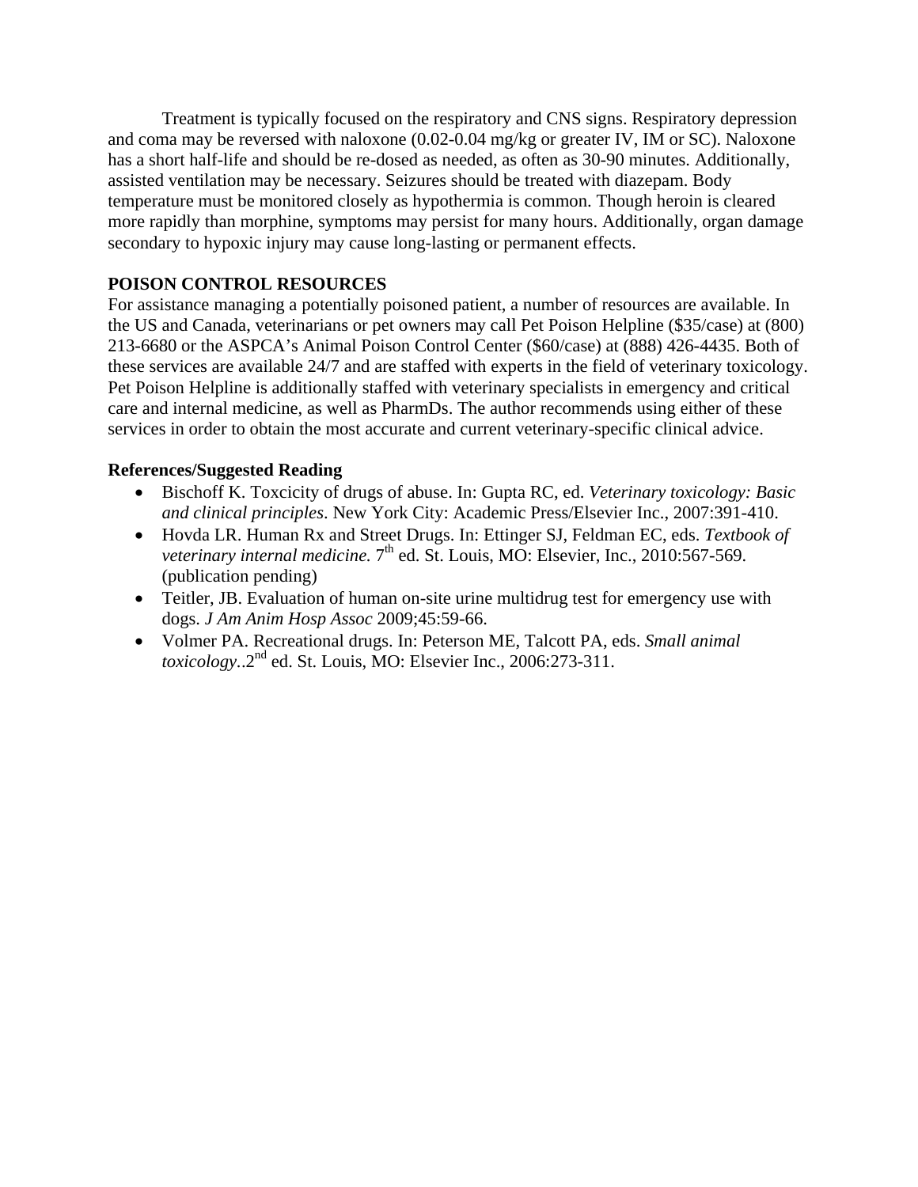Treatment is typically focused on the respiratory and CNS signs. Respiratory depression and coma may be reversed with naloxone (0.02-0.04 mg/kg or greater IV, IM or SC). Naloxone has a short half-life and should be re-dosed as needed, as often as 30-90 minutes. Additionally, assisted ventilation may be necessary. Seizures should be treated with diazepam. Body temperature must be monitored closely as hypothermia is common. Though heroin is cleared more rapidly than morphine, symptoms may persist for many hours. Additionally, organ damage secondary to hypoxic injury may cause long-lasting or permanent effects.

**POISON CONTROL RESOURCES**

For assistance managing a potentially poisoned patient, a number of resources are available. In the US and Canada, veterinarians or pet owners may call Pet Poison Helpline ($35/case) at (800) 213-6680 or the ASPCA's Animal Poison Control Center ($60/case) at (888) 426-4435. Both of these services are available 24/7 and are staffed with experts in the field of veterinary toxicology. Pet Poison Helpline is additionally staffed with veterinary specialists in emergency and critical care and internal medicine, as well as PharmDs. The author recommends using either of these services in order to obtain the most accurate and current veterinary-specific clinical advice.

**References/Suggested Reading**

- Bischoff K. Toxcicity of drugs of abuse. In: Gupta RC, ed. *Veterinary toxicology: Basic and clinical principles*. New York City: Academic Press/Elsevier Inc., 2007:391-410.
- Hovda LR. Human Rx and Street Drugs. In: Ettinger SJ, Feldman EC, eds. *Textbook of veterinary internal medicine.* 7th ed. St. Louis, MO: Elsevier, Inc., 2010:567-569. (publication pending)
- Teitler, JB. Evaluation of human on-site urine multidrug test for emergency use with dogs. *J Am Anim Hosp Assoc* 2009;45:59-66.
- Volmer PA. Recreational drugs. In: Peterson ME, Talcott PA, eds. *Small animal toxicology*..2nd ed. St. Louis, MO: Elsevier Inc., 2006:273-311.